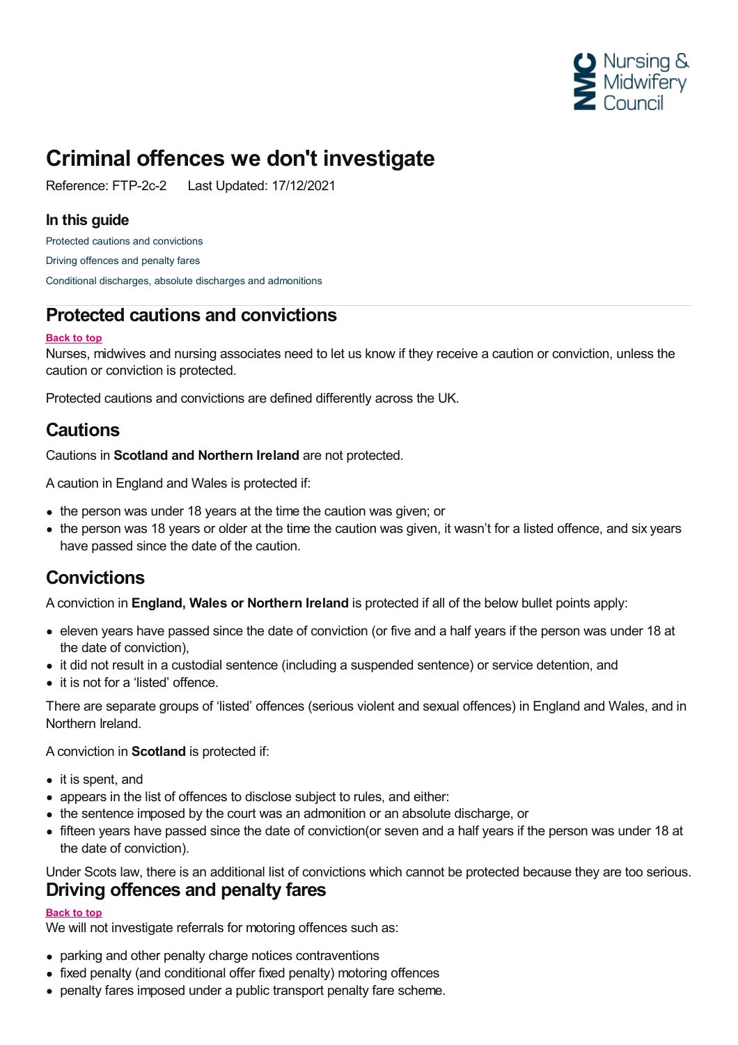# Criminal offences we don't investigate

Reference: FTP-2c-2    Last Updated: 17/12/2021

### In this guide

Protected cautions and convictions

Driving offences and penalty fares

Conditional discharges, absolute discharges and admonitions

## Protected cautions and convictions

Back to top

Nurses, midwives and nursing associates need to let us know if they receive a caution or conviction, unless the caution or conviction is protected.

Protected cautions and convictions are defined differently across the UK.

## Cautions

Cautions in **Scotland and Northern Ireland** are not protected.

A caution in England and Wales is protected if:

- the person was under 18 years at the time the caution was given; or
- the person was 18 years or older at the time the caution was given, it wasn't for a listed offence, and six years have passed since the date of the caution.

## Convictions

A conviction in **England, Wales or Northern Ireland** is protected if all of the below bullet points apply:

- eleven years have passed since the date of conviction (or five and a half years if the person was under 18 at the date of conviction),
- it did not result in a custodial sentence (including a suspended sentence) or service detention, and
- it is not for a 'listed' offence.

There are separate groups of 'listed' offences (serious violent and sexual offences) in England and Wales, and in Northern Ireland.

A conviction in **Scotland** is protected if:

- it is spent, and
- appears in the list of offences to disclose subject to rules, and either:
- the sentence imposed by the court was an admonition or an absolute discharge, or
- fifteen years have passed since the date of conviction(or seven and a half years if the person was under 18 at the date of conviction).

Under Scots law, there is an additional list of convictions which cannot be protected because they are too serious.

## Driving offences and penalty fares

Back to top

We will not investigate referrals for motoring offences such as:

- parking and other penalty charge notices contraventions
- fixed penalty (and conditional offer fixed penalty) motoring offences
- penalty fares imposed under a public transport penalty fare scheme.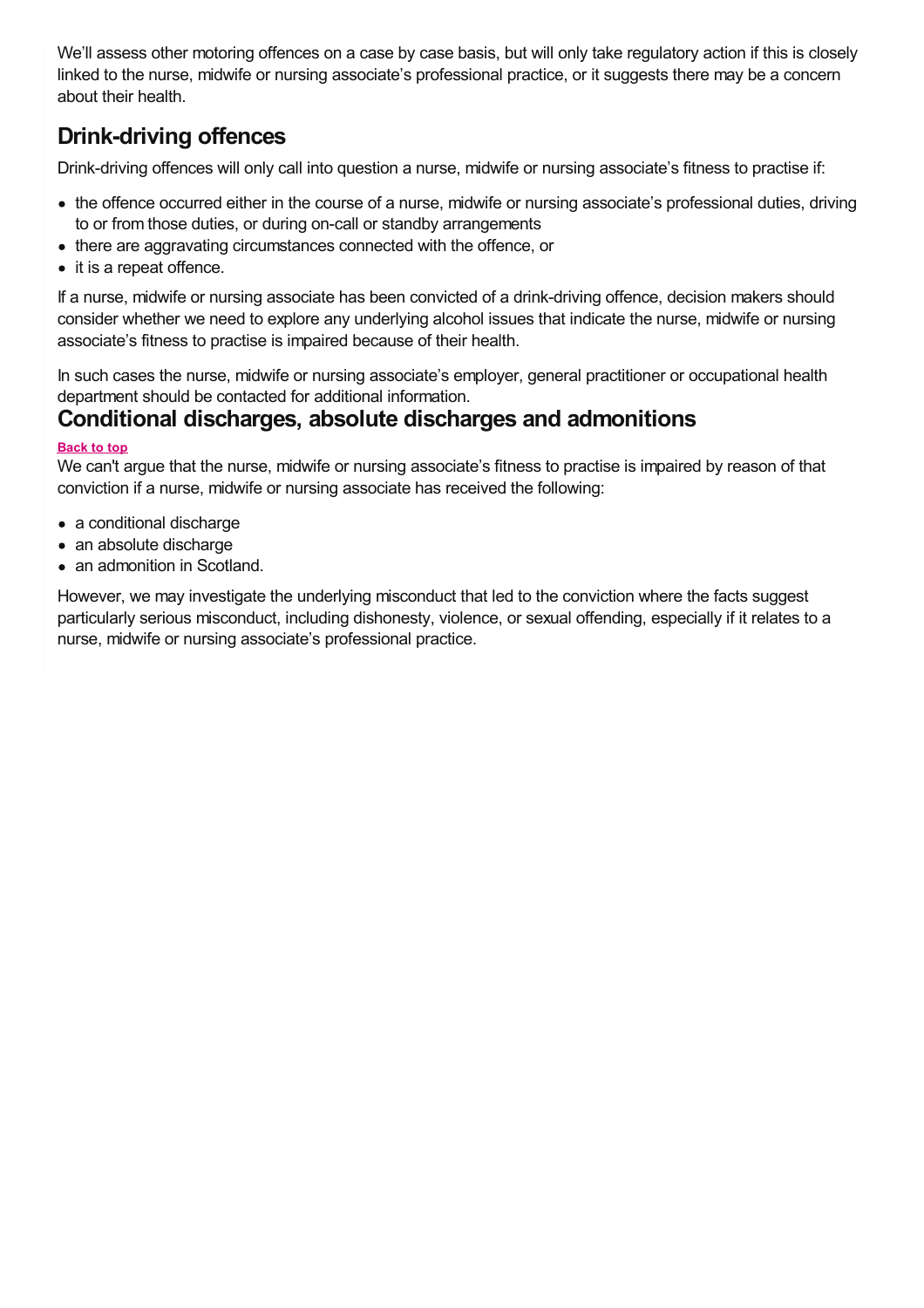We'll assess other motoring offences on a case by case basis, but will only take regulatory action if this is closely linked to the nurse, midwife or nursing associate's professional practice, or it suggests there may be a concern about their health.

## Drink-driving offences

Drink-driving offences will only call into question a nurse, midwife or nursing associate's fitness to practise if:

- the offence occurred either in the course of a nurse, midwife or nursing associate's professional duties, driving to or from those duties, or during on-call or standby arrangements
- there are aggravating circumstances connected with the offence, or
- it is a repeat offence.

If a nurse, midwife or nursing associate has been convicted of a drink-driving offence, decision makers should consider whether we need to explore any underlying alcohol issues that indicate the nurse, midwife or nursing associate's fitness to practise is impaired because of their health.

In such cases the nurse, midwife or nursing associate's employer, general practitioner or occupational health department should be contacted for additional information.

## Conditional discharges, absolute discharges and admonitions

**Back to top**

We can't argue that the nurse, midwife or nursing associate's fitness to practise is impaired by reason of that conviction if a nurse, midwife or nursing associate has received the following:

- a conditional discharge
- an absolute discharge
- an admonition in Scotland.

However, we may investigate the underlying misconduct that led to the conviction where the facts suggest particularly serious misconduct, including dishonesty, violence, or sexual offending, especially if it relates to a nurse, midwife or nursing associate's professional practice.